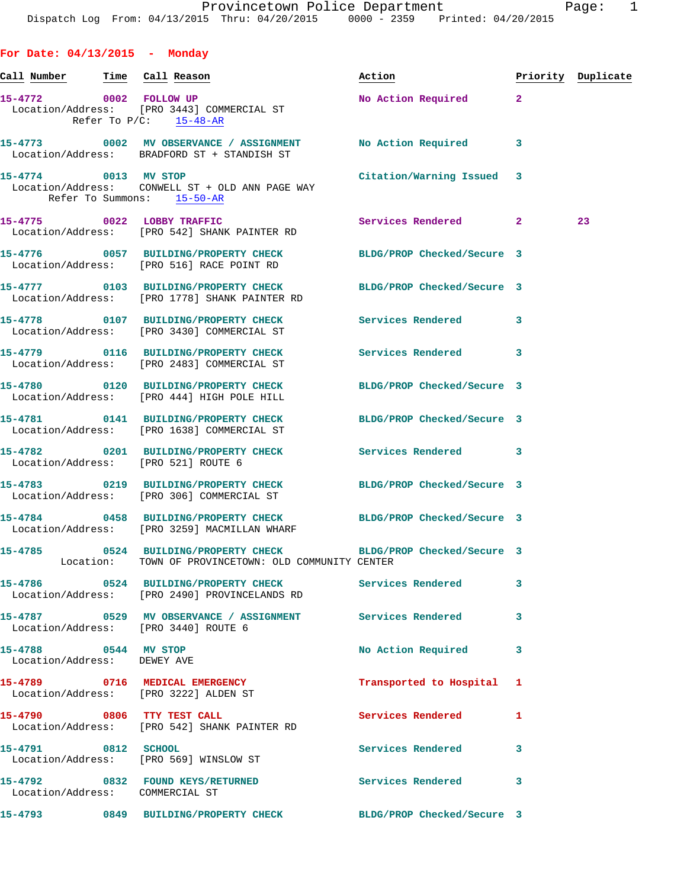Provincetown Police Department
Dispatch Log From: 04/13/2015 Thru: 04/20/2015 0000 - 2359 Printed: 04/20/2015

## For Date: 04/13/2015 - Monday

| Call Number | Time | Call Reason | Action | Priority | Duplicate |
|---|---|---|---|---|---|
| 15-4772 | 0002 | FOLLOW UP | No Action Required | 2 | |
| Location/Address: [PRO 3443] COMMERCIAL ST<br>Refer To P/C: 15-48-AR | | | | | |
| 15-4773 | 0002 | MV OBSERVANCE / ASSIGNMENT | No Action Required | 3 | |
| Location/Address: BRADFORD ST + STANDISH ST | | | | | |
| 15-4774 | 0013 | MV STOP | Citation/Warning Issued | 3 | |
| Location/Address: CONWELL ST + OLD ANN PAGE WAY<br>Refer To Summons: 15-50-AR | | | | | |
| 15-4775 | 0022 | LOBBY TRAFFIC | Services Rendered | 2 | 23 |
| Location/Address: [PRO 542] SHANK PAINTER RD | | | | | |
| 15-4776 | 0057 | BUILDING/PROPERTY CHECK | BLDG/PROP Checked/Secure | 3 | |
| Location/Address: [PRO 516] RACE POINT RD | | | | | |
| 15-4777 | 0103 | BUILDING/PROPERTY CHECK | BLDG/PROP Checked/Secure | 3 | |
| Location/Address: [PRO 1778] SHANK PAINTER RD | | | | | |
| 15-4778 | 0107 | BUILDING/PROPERTY CHECK | Services Rendered | 3 | |
| Location/Address: [PRO 3430] COMMERCIAL ST | | | | | |
| 15-4779 | 0116 | BUILDING/PROPERTY CHECK | Services Rendered | 3 | |
| Location/Address: [PRO 2483] COMMERCIAL ST | | | | | |
| 15-4780 | 0120 | BUILDING/PROPERTY CHECK | BLDG/PROP Checked/Secure | 3 | |
| Location/Address: [PRO 444] HIGH POLE HILL | | | | | |
| 15-4781 | 0141 | BUILDING/PROPERTY CHECK | BLDG/PROP Checked/Secure | 3 | |
| Location/Address: [PRO 1638] COMMERCIAL ST | | | | | |
| 15-4782 | 0201 | BUILDING/PROPERTY CHECK | Services Rendered | 3 | |
| Location/Address: [PRO 521] ROUTE 6 | | | | | |
| 15-4783 | 0219 | BUILDING/PROPERTY CHECK | BLDG/PROP Checked/Secure | 3 | |
| Location/Address: [PRO 306] COMMERCIAL ST | | | | | |
| 15-4784 | 0458 | BUILDING/PROPERTY CHECK | BLDG/PROP Checked/Secure | 3 | |
| Location/Address: [PRO 3259] MACMILLAN WHARF | | | | | |
| 15-4785 | 0524 | BUILDING/PROPERTY CHECK | BLDG/PROP Checked/Secure | 3 | |
| Location: TOWN OF PROVINCETOWN: OLD COMMUNITY CENTER | | | | | |
| 15-4786 | 0524 | BUILDING/PROPERTY CHECK | Services Rendered | 3 | |
| Location/Address: [PRO 2490] PROVINCELANDS RD | | | | | |
| 15-4787 | 0529 | MV OBSERVANCE / ASSIGNMENT | Services Rendered | 3 | |
| Location/Address: [PRO 3440] ROUTE 6 | | | | | |
| 15-4788 | 0544 | MV STOP | No Action Required | 3 | |
| Location/Address: DEWEY AVE | | | | | |
| 15-4789 | 0716 | MEDICAL EMERGENCY | Transported to Hospital | 1 | |
| Location/Address: [PRO 3222] ALDEN ST | | | | | |
| 15-4790 | 0806 | TTY TEST CALL | Services Rendered | 1 | |
| Location/Address: [PRO 542] SHANK PAINTER RD | | | | | |
| 15-4791 | 0812 | SCHOOL | Services Rendered | 3 | |
| Location/Address: [PRO 569] WINSLOW ST | | | | | |
| 15-4792 | 0832 | FOUND KEYS/RETURNED | Services Rendered | 3 | |
| Location/Address: COMMERCIAL ST | | | | | |
| 15-4793 | 0849 | BUILDING/PROPERTY CHECK | BLDG/PROP Checked/Secure | 3 | |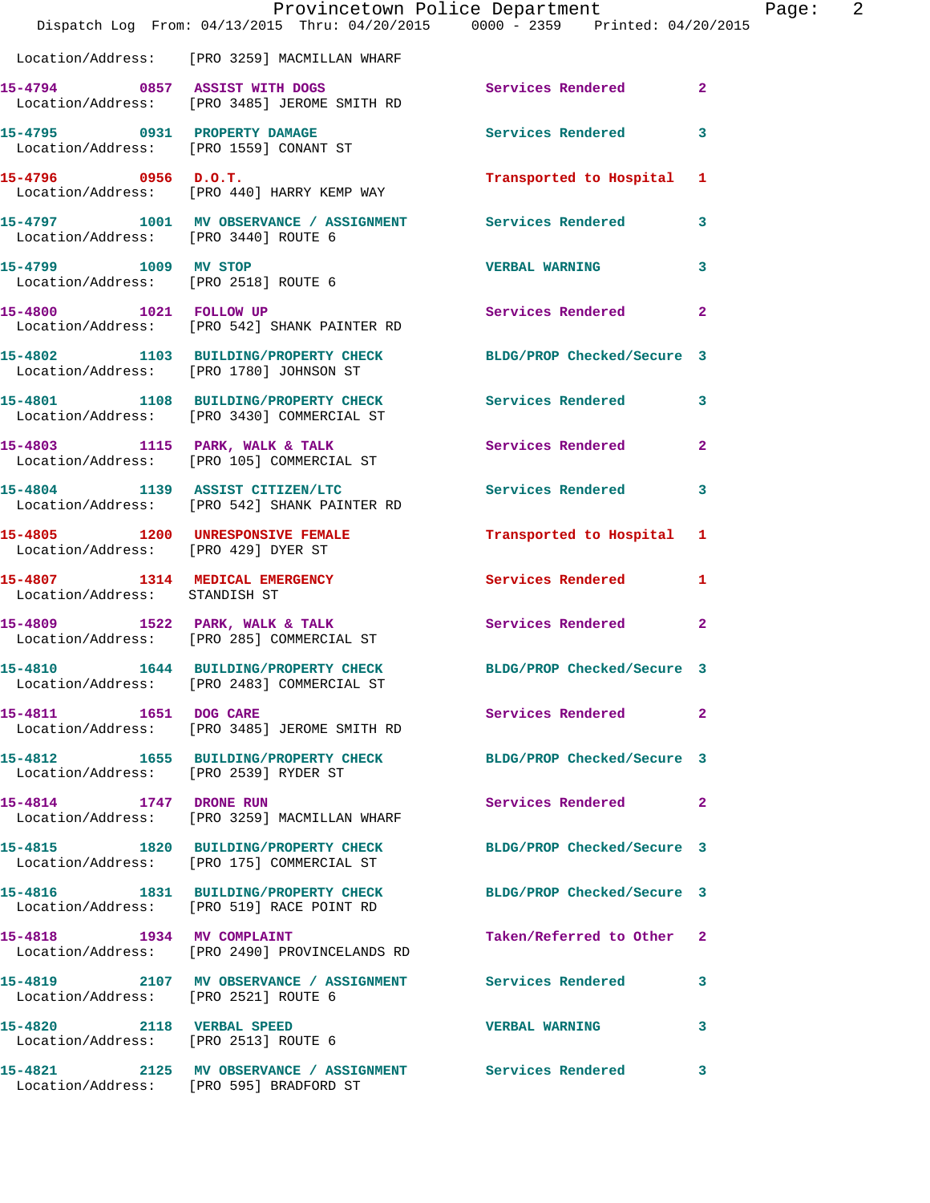Location/Address: [PRO 3259] MACMILLAN WHARF

| Call # | Time | Call Reason | Action | Priority |
|---|---|---|---|---|
| 15-4794 | 0857 | ASSIST WITH DOGS | Services Rendered | 2 |
| | | Location/Address: [PRO 3485] JEROME SMITH RD | | |
| 15-4795 | 0931 | PROPERTY DAMAGE | Services Rendered | 3 |
| | | Location/Address: [PRO 1559] CONANT ST | | |
| 15-4796 | 0956 | D.O.T. | Transported to Hospital | 1 |
| | | Location/Address: [PRO 440] HARRY KEMP WAY | | |
| 15-4797 | 1001 | MV OBSERVANCE / ASSIGNMENT | Services Rendered | 3 |
| | | Location/Address: [PRO 3440] ROUTE 6 | | |
| 15-4799 | 1009 | MV STOP | VERBAL WARNING | 3 |
| | | Location/Address: [PRO 2518] ROUTE 6 | | |
| 15-4800 | 1021 | FOLLOW UP | Services Rendered | 2 |
| | | Location/Address: [PRO 542] SHANK PAINTER RD | | |
| 15-4802 | 1103 | BUILDING/PROPERTY CHECK | BLDG/PROP Checked/Secure | 3 |
| | | Location/Address: [PRO 1780] JOHNSON ST | | |
| 15-4801 | 1108 | BUILDING/PROPERTY CHECK | Services Rendered | 3 |
| | | Location/Address: [PRO 3430] COMMERCIAL ST | | |
| 15-4803 | 1115 | PARK, WALK & TALK | Services Rendered | 2 |
| | | Location/Address: [PRO 105] COMMERCIAL ST | | |
| 15-4804 | 1139 | ASSIST CITIZEN/LTC | Services Rendered | 3 |
| | | Location/Address: [PRO 542] SHANK PAINTER RD | | |
| 15-4805 | 1200 | UNRESPONSIVE FEMALE | Transported to Hospital | 1 |
| | | Location/Address: [PRO 429] DYER ST | | |
| 15-4807 | 1314 | MEDICAL EMERGENCY | Services Rendered | 1 |
| | | Location/Address: STANDISH ST | | |
| 15-4809 | 1522 | PARK, WALK & TALK | Services Rendered | 2 |
| | | Location/Address: [PRO 285] COMMERCIAL ST | | |
| 15-4810 | 1644 | BUILDING/PROPERTY CHECK | BLDG/PROP Checked/Secure | 3 |
| | | Location/Address: [PRO 2483] COMMERCIAL ST | | |
| 15-4811 | 1651 | DOG CARE | Services Rendered | 2 |
| | | Location/Address: [PRO 3485] JEROME SMITH RD | | |
| 15-4812 | 1655 | BUILDING/PROPERTY CHECK | BLDG/PROP Checked/Secure | 3 |
| | | Location/Address: [PRO 2539] RYDER ST | | |
| 15-4814 | 1747 | DRONE RUN | Services Rendered | 2 |
| | | Location/Address: [PRO 3259] MACMILLAN WHARF | | |
| 15-4815 | 1820 | BUILDING/PROPERTY CHECK | BLDG/PROP Checked/Secure | 3 |
| | | Location/Address: [PRO 175] COMMERCIAL ST | | |
| 15-4816 | 1831 | BUILDING/PROPERTY CHECK | BLDG/PROP Checked/Secure | 3 |
| | | Location/Address: [PRO 519] RACE POINT RD | | |
| 15-4818 | 1934 | MV COMPLAINT | Taken/Referred to Other | 2 |
| | | Location/Address: [PRO 2490] PROVINCELANDS RD | | |
| 15-4819 | 2107 | MV OBSERVANCE / ASSIGNMENT | Services Rendered | 3 |
| | | Location/Address: [PRO 2521] ROUTE 6 | | |
| 15-4820 | 2118 | VERBAL SPEED | VERBAL WARNING | 3 |
| | | Location/Address: [PRO 2513] ROUTE 6 | | |
| 15-4821 | 2125 | MV OBSERVANCE / ASSIGNMENT | Services Rendered | 3 |
| | | Location/Address: [PRO 595] BRADFORD ST | | |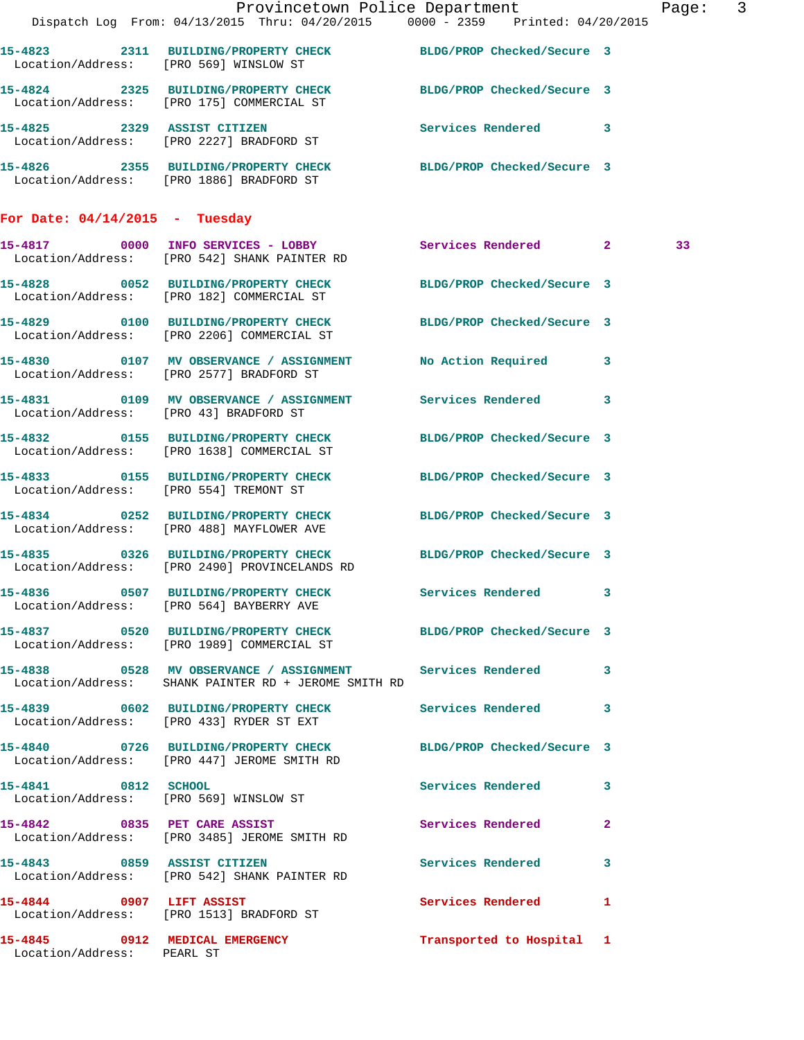15-4823 2311 BUILDING/PROPERTY CHECK BLDG/PROP Checked/Secure 3
Location/Address: [PRO 569] WINSLOW ST

15-4824 2325 BUILDING/PROPERTY CHECK BLDG/PROP Checked/Secure 3
Location/Address: [PRO 175] COMMERCIAL ST

15-4825 2329 ASSIST CITIZEN Services Rendered 3
Location/Address: [PRO 2227] BRADFORD ST

15-4826 2355 BUILDING/PROPERTY CHECK BLDG/PROP Checked/Secure 3
Location/Address: [PRO 1886] BRADFORD ST

**For Date: 04/14/2015 - Tuesday**

15-4817 0000 INFO SERVICES - LOBBY Services Rendered 2 33
Location/Address: [PRO 542] SHANK PAINTER RD

15-4828 0052 BUILDING/PROPERTY CHECK BLDG/PROP Checked/Secure 3
Location/Address: [PRO 182] COMMERCIAL ST

15-4829 0100 BUILDING/PROPERTY CHECK BLDG/PROP Checked/Secure 3
Location/Address: [PRO 2206] COMMERCIAL ST

15-4830 0107 MV OBSERVANCE / ASSIGNMENT No Action Required 3
Location/Address: [PRO 2577] BRADFORD ST

15-4831 0109 MV OBSERVANCE / ASSIGNMENT Services Rendered 3
Location/Address: [PRO 43] BRADFORD ST

15-4832 0155 BUILDING/PROPERTY CHECK BLDG/PROP Checked/Secure 3
Location/Address: [PRO 1638] COMMERCIAL ST

15-4833 0155 BUILDING/PROPERTY CHECK BLDG/PROP Checked/Secure 3
Location/Address: [PRO 554] TREMONT ST

15-4834 0252 BUILDING/PROPERTY CHECK BLDG/PROP Checked/Secure 3
Location/Address: [PRO 488] MAYFLOWER AVE

15-4835 0326 BUILDING/PROPERTY CHECK BLDG/PROP Checked/Secure 3
Location/Address: [PRO 2490] PROVINCELANDS RD

15-4836 0507 BUILDING/PROPERTY CHECK Services Rendered 3
Location/Address: [PRO 564] BAYBERRY AVE

15-4837 0520 BUILDING/PROPERTY CHECK BLDG/PROP Checked/Secure 3
Location/Address: [PRO 1989] COMMERCIAL ST

15-4838 0528 MV OBSERVANCE / ASSIGNMENT Services Rendered 3
Location/Address: SHANK PAINTER RD + JEROME SMITH RD

15-4839 0602 BUILDING/PROPERTY CHECK Services Rendered 3
Location/Address: [PRO 433] RYDER ST EXT

15-4840 0726 BUILDING/PROPERTY CHECK BLDG/PROP Checked/Secure 3
Location/Address: [PRO 447] JEROME SMITH RD

15-4841 0812 SCHOOL Services Rendered 3
Location/Address: [PRO 569] WINSLOW ST

15-4842 0835 PET CARE ASSIST Services Rendered 2
Location/Address: [PRO 3485] JEROME SMITH RD

15-4843 0859 ASSIST CITIZEN Services Rendered 3
Location/Address: [PRO 542] SHANK PAINTER RD

15-4844 0907 LIFT ASSIST Services Rendered 1
Location/Address: [PRO 1513] BRADFORD ST

15-4845 0912 MEDICAL EMERGENCY Transported to Hospital 1
Location/Address: PEARL ST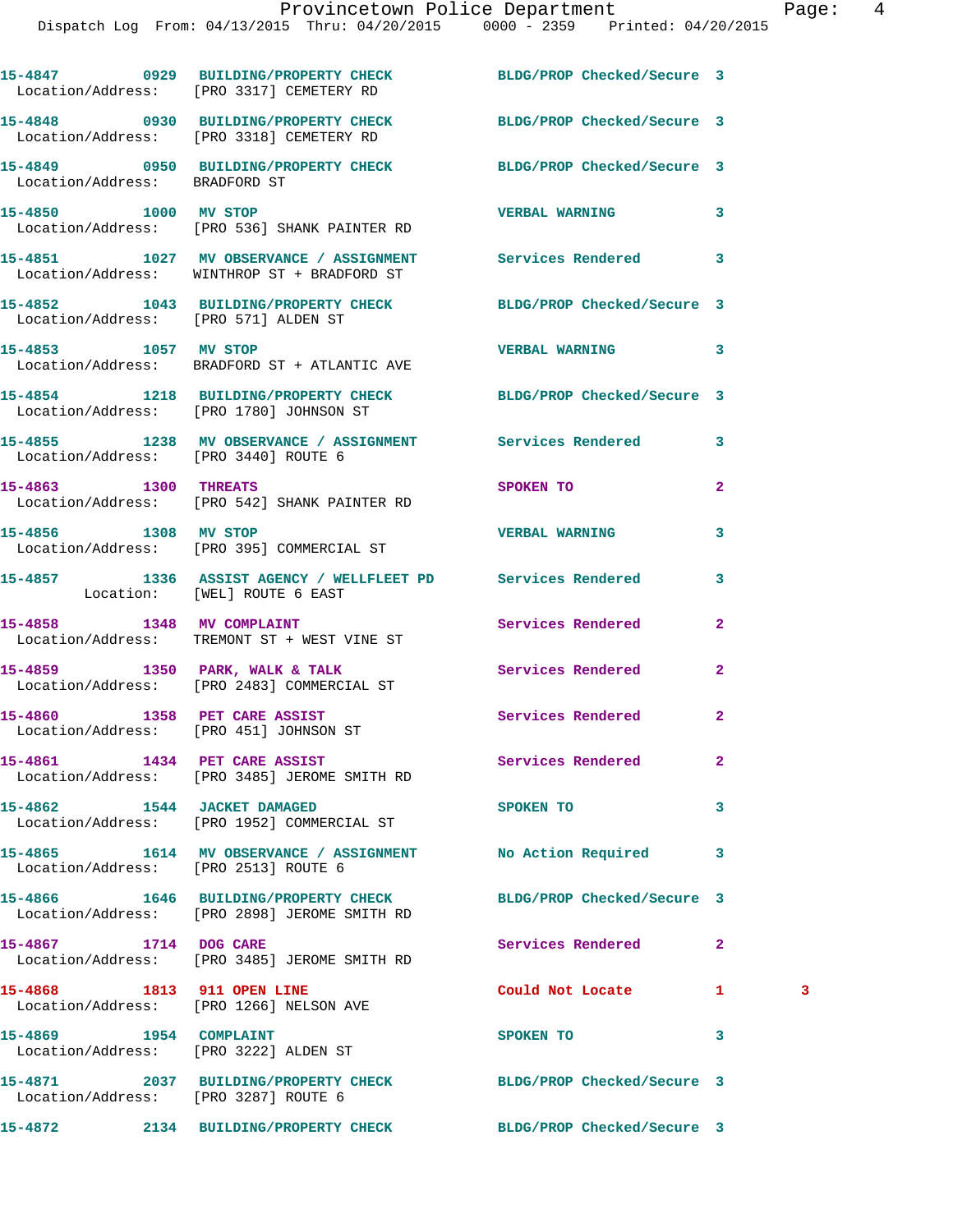15-4847 0929 BUILDING/PROPERTY CHECK BLDG/PROP Checked/Secure 3
Location/Address: [PRO 3317] CEMETERY RD

15-4848 0930 BUILDING/PROPERTY CHECK BLDG/PROP Checked/Secure 3
Location/Address: [PRO 3318] CEMETERY RD

15-4849 0950 BUILDING/PROPERTY CHECK BLDG/PROP Checked/Secure 3
Location/Address: BRADFORD ST

15-4850 1000 MV STOP VERBAL WARNING 3
Location/Address: [PRO 536] SHANK PAINTER RD

15-4851 1027 MV OBSERVANCE / ASSIGNMENT Services Rendered 3
Location/Address: WINTHROP ST + BRADFORD ST

15-4852 1043 BUILDING/PROPERTY CHECK BLDG/PROP Checked/Secure 3
Location/Address: [PRO 571] ALDEN ST

15-4853 1057 MV STOP VERBAL WARNING 3
Location/Address: BRADFORD ST + ATLANTIC AVE

15-4854 1218 BUILDING/PROPERTY CHECK BLDG/PROP Checked/Secure 3
Location/Address: [PRO 1780] JOHNSON ST

15-4855 1238 MV OBSERVANCE / ASSIGNMENT Services Rendered 3
Location/Address: [PRO 3440] ROUTE 6

15-4863 1300 THREATS SPOKEN TO 2
Location/Address: [PRO 542] SHANK PAINTER RD

15-4856 1308 MV STOP VERBAL WARNING 3
Location/Address: [PRO 395] COMMERCIAL ST

15-4857 1336 ASSIST AGENCY / WELLFLEET PD Services Rendered 3
Location: [WEL] ROUTE 6 EAST

15-4858 1348 MV COMPLAINT Services Rendered 2
Location/Address: TREMONT ST + WEST VINE ST

15-4859 1350 PARK, WALK & TALK Services Rendered 2
Location/Address: [PRO 2483] COMMERCIAL ST

15-4860 1358 PET CARE ASSIST Services Rendered 2
Location/Address: [PRO 451] JOHNSON ST

15-4861 1434 PET CARE ASSIST Services Rendered 2
Location/Address: [PRO 3485] JEROME SMITH RD

15-4862 1544 JACKET DAMAGED SPOKEN TO 3
Location/Address: [PRO 1952] COMMERCIAL ST

15-4865 1614 MV OBSERVANCE / ASSIGNMENT No Action Required 3
Location/Address: [PRO 2513] ROUTE 6

15-4866 1646 BUILDING/PROPERTY CHECK BLDG/PROP Checked/Secure 3
Location/Address: [PRO 2898] JEROME SMITH RD

15-4867 1714 DOG CARE Services Rendered 2
Location/Address: [PRO 3485] JEROME SMITH RD

15-4868 1813 911 OPEN LINE Could Not Locate 1 3
Location/Address: [PRO 1266] NELSON AVE

15-4869 1954 COMPLAINT SPOKEN TO 3
Location/Address: [PRO 3222] ALDEN ST

15-4871 2037 BUILDING/PROPERTY CHECK BLDG/PROP Checked/Secure 3
Location/Address: [PRO 3287] ROUTE 6

15-4872 2134 BUILDING/PROPERTY CHECK BLDG/PROP Checked/Secure 3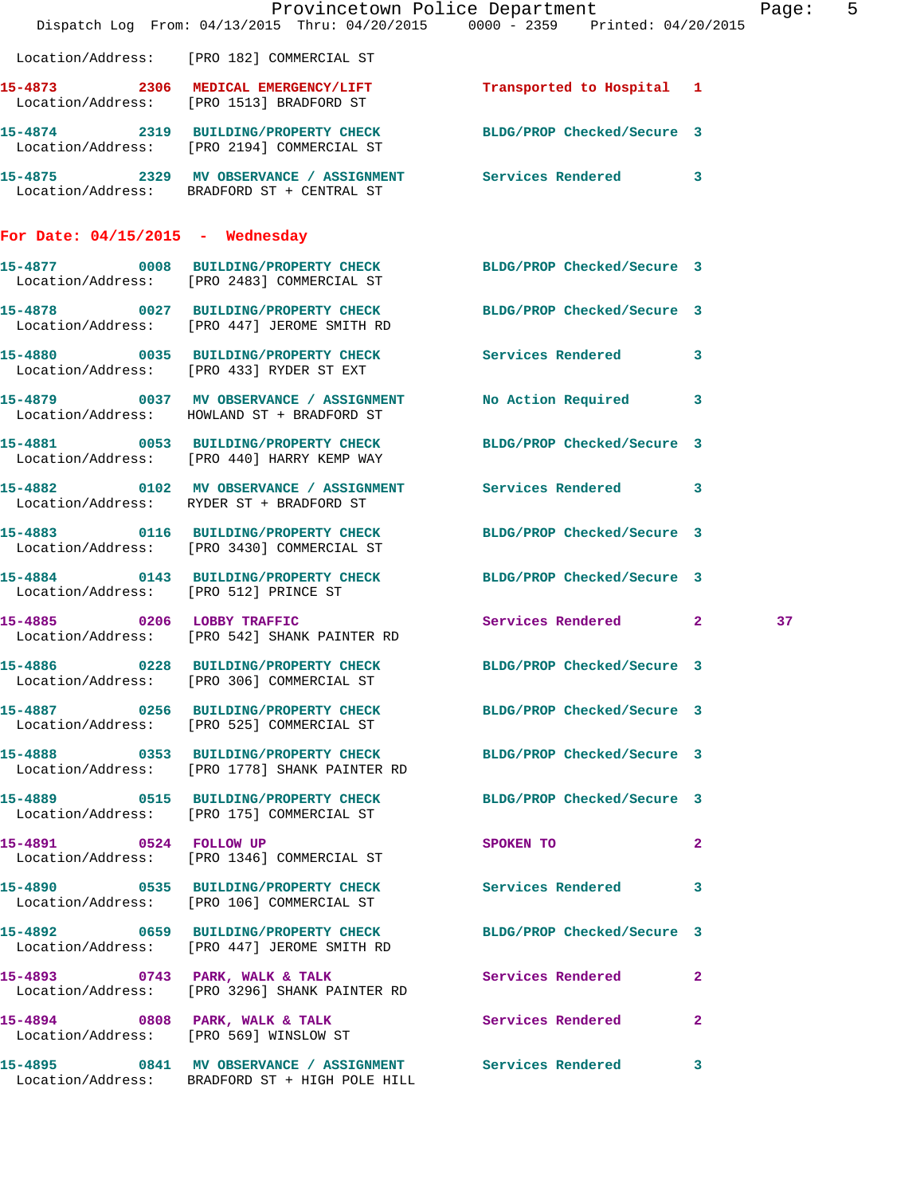Location/Address: [PRO 182] COMMERCIAL ST

**15-4873** 2306 **MEDICAL EMERGENCY/LIFT** Transported to Hospital 1
Location/Address: [PRO 1513] BRADFORD ST

**15-4874** 2319 **BUILDING/PROPERTY CHECK** BLDG/PROP Checked/Secure 3
Location/Address: [PRO 2194] COMMERCIAL ST

**15-4875** 2329 **MV OBSERVANCE / ASSIGNMENT** Services Rendered 3
Location/Address: BRADFORD ST + CENTRAL ST

## For Date: 04/15/2015 - Wednesday

**15-4877** 0008 **BUILDING/PROPERTY CHECK** BLDG/PROP Checked/Secure 3
Location/Address: [PRO 2483] COMMERCIAL ST

**15-4878** 0027 **BUILDING/PROPERTY CHECK** BLDG/PROP Checked/Secure 3
Location/Address: [PRO 447] JEROME SMITH RD

**15-4880** 0035 **BUILDING/PROPERTY CHECK** Services Rendered 3
Location/Address: [PRO 433] RYDER ST EXT

**15-4879** 0037 **MV OBSERVANCE / ASSIGNMENT** No Action Required 3
Location/Address: HOWLAND ST + BRADFORD ST

**15-4881** 0053 **BUILDING/PROPERTY CHECK** BLDG/PROP Checked/Secure 3
Location/Address: [PRO 440] HARRY KEMP WAY

**15-4882** 0102 **MV OBSERVANCE / ASSIGNMENT** Services Rendered 3
Location/Address: RYDER ST + BRADFORD ST

**15-4883** 0116 **BUILDING/PROPERTY CHECK** BLDG/PROP Checked/Secure 3
Location/Address: [PRO 3430] COMMERCIAL ST

**15-4884** 0143 **BUILDING/PROPERTY CHECK** BLDG/PROP Checked/Secure 3
Location/Address: [PRO 512] PRINCE ST

**15-4885** 0206 **LOBBY TRAFFIC** Services Rendered 2 37
Location/Address: [PRO 542] SHANK PAINTER RD

**15-4886** 0228 **BUILDING/PROPERTY CHECK** BLDG/PROP Checked/Secure 3
Location/Address: [PRO 306] COMMERCIAL ST

**15-4887** 0256 **BUILDING/PROPERTY CHECK** BLDG/PROP Checked/Secure 3
Location/Address: [PRO 525] COMMERCIAL ST

**15-4888** 0353 **BUILDING/PROPERTY CHECK** BLDG/PROP Checked/Secure 3
Location/Address: [PRO 1778] SHANK PAINTER RD

**15-4889** 0515 **BUILDING/PROPERTY CHECK** BLDG/PROP Checked/Secure 3
Location/Address: [PRO 175] COMMERCIAL ST

**15-4891** 0524 **FOLLOW UP** SPOKEN TO 2
Location/Address: [PRO 1346] COMMERCIAL ST

**15-4890** 0535 **BUILDING/PROPERTY CHECK** Services Rendered 3
Location/Address: [PRO 106] COMMERCIAL ST

**15-4892** 0659 **BUILDING/PROPERTY CHECK** BLDG/PROP Checked/Secure 3
Location/Address: [PRO 447] JEROME SMITH RD

**15-4893** 0743 **PARK, WALK & TALK** Services Rendered 2
Location/Address: [PRO 3296] SHANK PAINTER RD

**15-4894** 0808 **PARK, WALK & TALK** Services Rendered 2
Location/Address: [PRO 569] WINSLOW ST

**15-4895** 0841 **MV OBSERVANCE / ASSIGNMENT** Services Rendered 3
Location/Address: BRADFORD ST + HIGH POLE HILL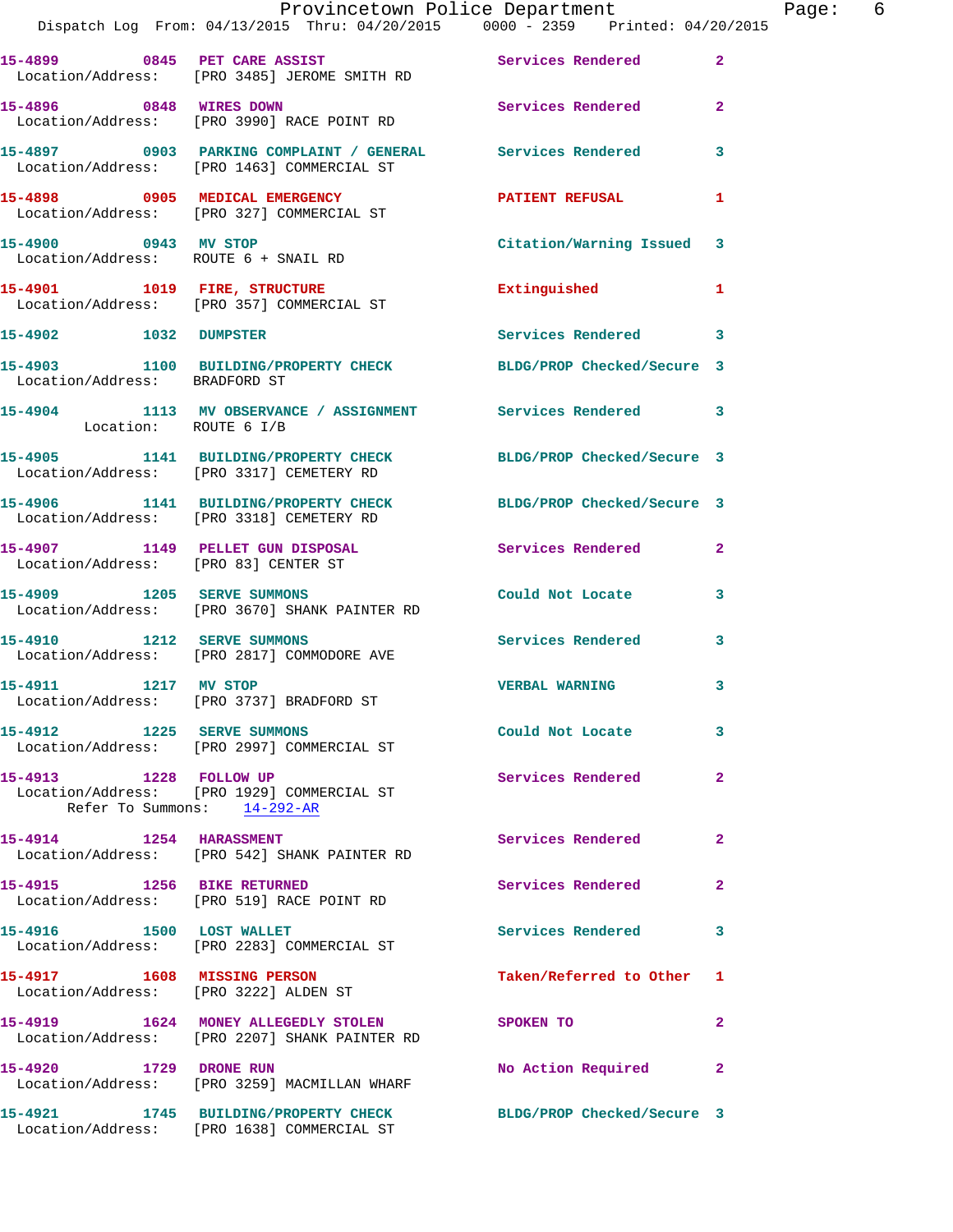15-4899 0845 PET CARE ASSIST Services Rendered 2
Location/Address: [PRO 3485] JEROME SMITH RD

15-4896 0848 WIRES DOWN Services Rendered 2
Location/Address: [PRO 3990] RACE POINT RD

15-4897 0903 PARKING COMPLAINT / GENERAL Services Rendered 3
Location/Address: [PRO 1463] COMMERCIAL ST

15-4898 0905 MEDICAL EMERGENCY PATIENT REFUSAL 1
Location/Address: [PRO 327] COMMERCIAL ST

15-4900 0943 MV STOP Citation/Warning Issued 3
Location/Address: ROUTE 6 + SNAIL RD

15-4901 1019 FIRE, STRUCTURE Extinguished 1
Location/Address: [PRO 357] COMMERCIAL ST

15-4902 1032 DUMPSTER Services Rendered 3

15-4903 1100 BUILDING/PROPERTY CHECK BLDG/PROP Checked/Secure 3
Location/Address: BRADFORD ST

15-4904 1113 MV OBSERVANCE / ASSIGNMENT Services Rendered 3
Location: ROUTE 6 I/B

15-4905 1141 BUILDING/PROPERTY CHECK BLDG/PROP Checked/Secure 3
Location/Address: [PRO 3317] CEMETERY RD

15-4906 1141 BUILDING/PROPERTY CHECK BLDG/PROP Checked/Secure 3
Location/Address: [PRO 3318] CEMETERY RD

15-4907 1149 PELLET GUN DISPOSAL Services Rendered 2
Location/Address: [PRO 83] CENTER ST

15-4909 1205 SERVE SUMMONS Could Not Locate 3
Location/Address: [PRO 3670] SHANK PAINTER RD

15-4910 1212 SERVE SUMMONS Services Rendered 3
Location/Address: [PRO 2817] COMMODORE AVE

15-4911 1217 MV STOP VERBAL WARNING 3
Location/Address: [PRO 3737] BRADFORD ST

15-4912 1225 SERVE SUMMONS Could Not Locate 3
Location/Address: [PRO 2997] COMMERCIAL ST

15-4913 1228 FOLLOW UP Services Rendered 2
Location/Address: [PRO 1929] COMMERCIAL ST
Refer To Summons: 14-292-AR

15-4914 1254 HARASSMENT Services Rendered 2
Location/Address: [PRO 542] SHANK PAINTER RD

15-4915 1256 BIKE RETURNED Services Rendered 2
Location/Address: [PRO 519] RACE POINT RD

15-4916 1500 LOST WALLET Services Rendered 3
Location/Address: [PRO 2283] COMMERCIAL ST

15-4917 1608 MISSING PERSON Taken/Referred to Other 1
Location/Address: [PRO 3222] ALDEN ST

15-4919 1624 MONEY ALLEGEDLY STOLEN SPOKEN TO 2
Location/Address: [PRO 2207] SHANK PAINTER RD

15-4920 1729 DRONE RUN No Action Required 2
Location/Address: [PRO 3259] MACMILLAN WHARF

15-4921 1745 BUILDING/PROPERTY CHECK BLDG/PROP Checked/Secure 3
Location/Address: [PRO 1638] COMMERCIAL ST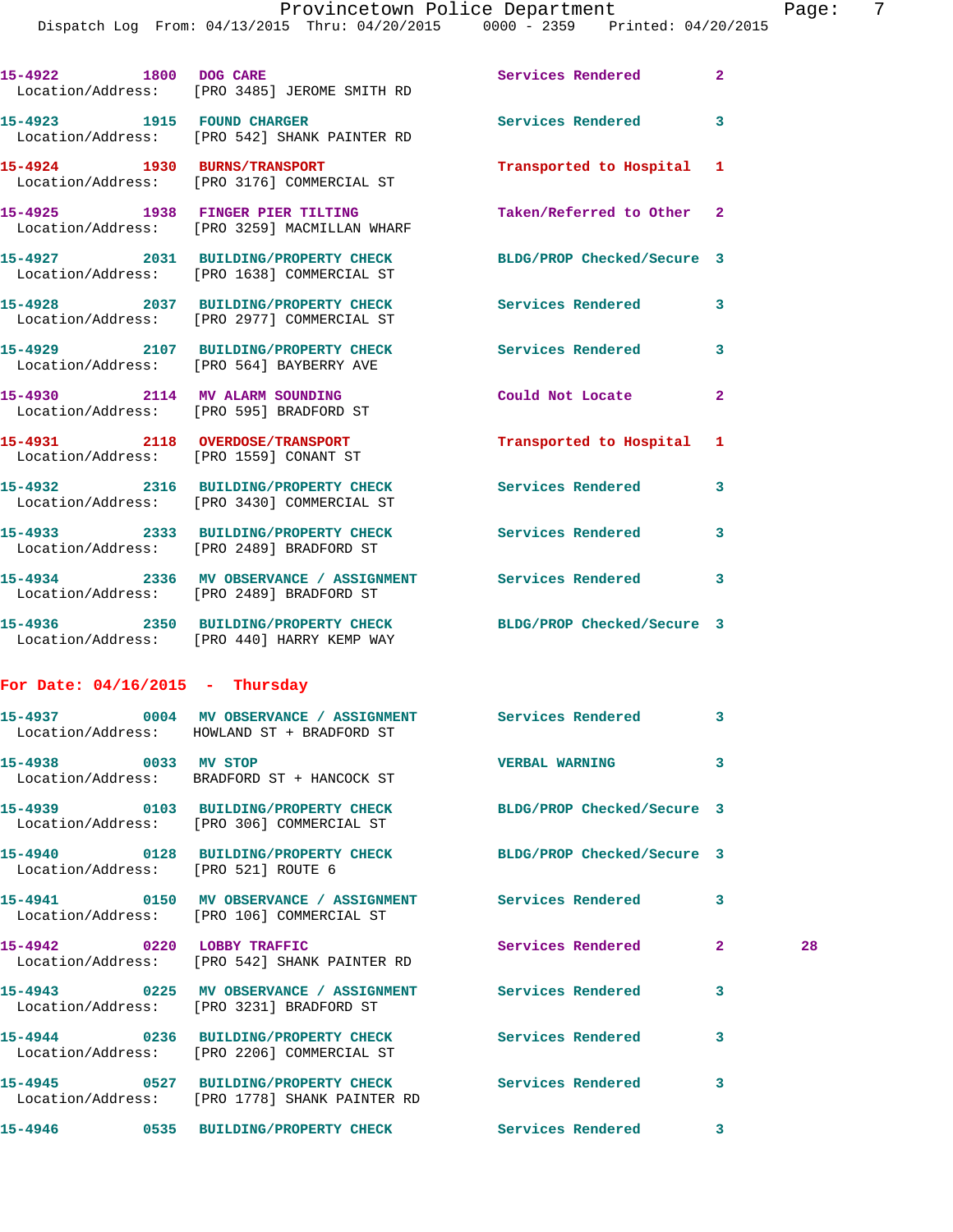15-4922 1800 DOG CARE Services Rendered 2
 Location/Address: [PRO 3485] JEROME SMITH RD

15-4923 1915 FOUND CHARGER Services Rendered 3
 Location/Address: [PRO 542] SHANK PAINTER RD

15-4924 1930 BURNS/TRANSPORT Transported to Hospital 1
 Location/Address: [PRO 3176] COMMERCIAL ST

15-4925 1938 FINGER PIER TILTING Taken/Referred to Other 2
 Location/Address: [PRO 3259] MACMILLAN WHARF

15-4927 2031 BUILDING/PROPERTY CHECK BLDG/PROP Checked/Secure 3
 Location/Address: [PRO 1638] COMMERCIAL ST

15-4928 2037 BUILDING/PROPERTY CHECK Services Rendered 3
 Location/Address: [PRO 2977] COMMERCIAL ST

15-4929 2107 BUILDING/PROPERTY CHECK Services Rendered 3
 Location/Address: [PRO 564] BAYBERRY AVE

15-4930 2114 MV ALARM SOUNDING Could Not Locate 2
 Location/Address: [PRO 595] BRADFORD ST

15-4931 2118 OVERDOSE/TRANSPORT Transported to Hospital 1
 Location/Address: [PRO 1559] CONANT ST

15-4932 2316 BUILDING/PROPERTY CHECK Services Rendered 3
 Location/Address: [PRO 3430] COMMERCIAL ST

15-4933 2333 BUILDING/PROPERTY CHECK Services Rendered 3
 Location/Address: [PRO 2489] BRADFORD ST

15-4934 2336 MV OBSERVANCE / ASSIGNMENT Services Rendered 3
 Location/Address: [PRO 2489] BRADFORD ST

15-4936 2350 BUILDING/PROPERTY CHECK BLDG/PROP Checked/Secure 3
 Location/Address: [PRO 440] HARRY KEMP WAY

**For Date: 04/16/2015 - Thursday**

15-4937 0004 MV OBSERVANCE / ASSIGNMENT Services Rendered 3
 Location/Address: HOWLAND ST + BRADFORD ST

15-4938 0033 MV STOP VERBAL WARNING 3
 Location/Address: BRADFORD ST + HANCOCK ST

15-4939 0103 BUILDING/PROPERTY CHECK BLDG/PROP Checked/Secure 3
 Location/Address: [PRO 306] COMMERCIAL ST

15-4940 0128 BUILDING/PROPERTY CHECK BLDG/PROP Checked/Secure 3
 Location/Address: [PRO 521] ROUTE 6

15-4941 0150 MV OBSERVANCE / ASSIGNMENT Services Rendered 3
 Location/Address: [PRO 106] COMMERCIAL ST

15-4942 0220 LOBBY TRAFFIC Services Rendered 2 28
 Location/Address: [PRO 542] SHANK PAINTER RD

15-4943 0225 MV OBSERVANCE / ASSIGNMENT Services Rendered 3
 Location/Address: [PRO 3231] BRADFORD ST

15-4944 0236 BUILDING/PROPERTY CHECK Services Rendered 3
 Location/Address: [PRO 2206] COMMERCIAL ST

15-4945 0527 BUILDING/PROPERTY CHECK Services Rendered 3
 Location/Address: [PRO 1778] SHANK PAINTER RD

15-4946 0535 BUILDING/PROPERTY CHECK Services Rendered 3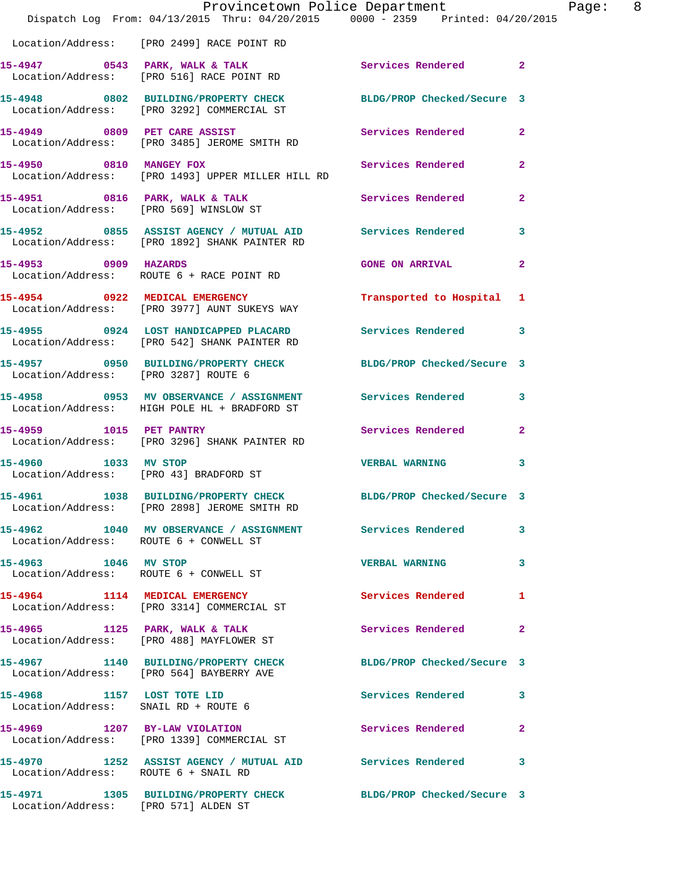Location/Address: [PRO 2499] RACE POINT RD

| Call # | Time | Call Reason | Action | Priority |
|---|---|---|---|---|
| 15-4947 | 0543 | PARK, WALK & TALK | Services Rendered | 2 |
| | | Location/Address: [PRO 516] RACE POINT RD | | |
| 15-4948 | 0802 | BUILDING/PROPERTY CHECK | BLDG/PROP Checked/Secure | 3 |
| | | Location/Address: [PRO 3292] COMMERCIAL ST | | |
| 15-4949 | 0809 | PET CARE ASSIST | Services Rendered | 2 |
| | | Location/Address: [PRO 3485] JEROME SMITH RD | | |
| 15-4950 | 0810 | MANGEY FOX | Services Rendered | 2 |
| | | Location/Address: [PRO 1493] UPPER MILLER HILL RD | | |
| 15-4951 | 0816 | PARK, WALK & TALK | Services Rendered | 2 |
| | | Location/Address: [PRO 569] WINSLOW ST | | |
| 15-4952 | 0855 | ASSIST AGENCY / MUTUAL AID | Services Rendered | 3 |
| | | Location/Address: [PRO 1892] SHANK PAINTER RD | | |
| 15-4953 | 0909 | HAZARDS | GONE ON ARRIVAL | 2 |
| | | Location/Address: ROUTE 6 + RACE POINT RD | | |
| 15-4954 | 0922 | MEDICAL EMERGENCY | Transported to Hospital | 1 |
| | | Location/Address: [PRO 3977] AUNT SUKEYS WAY | | |
| 15-4955 | 0924 | LOST HANDICAPPED PLACARD | Services Rendered | 3 |
| | | Location/Address: [PRO 542] SHANK PAINTER RD | | |
| 15-4957 | 0950 | BUILDING/PROPERTY CHECK | BLDG/PROP Checked/Secure | 3 |
| | | Location/Address: [PRO 3287] ROUTE 6 | | |
| 15-4958 | 0953 | MV OBSERVANCE / ASSIGNMENT | Services Rendered | 3 |
| | | Location/Address: HIGH POLE HL + BRADFORD ST | | |
| 15-4959 | 1015 | PET PANTRY | Services Rendered | 2 |
| | | Location/Address: [PRO 3296] SHANK PAINTER RD | | |
| 15-4960 | 1033 | MV STOP | VERBAL WARNING | 3 |
| | | Location/Address: [PRO 43] BRADFORD ST | | |
| 15-4961 | 1038 | BUILDING/PROPERTY CHECK | BLDG/PROP Checked/Secure | 3 |
| | | Location/Address: [PRO 2898] JEROME SMITH RD | | |
| 15-4962 | 1040 | MV OBSERVANCE / ASSIGNMENT | Services Rendered | 3 |
| | | Location/Address: ROUTE 6 + CONWELL ST | | |
| 15-4963 | 1046 | MV STOP | VERBAL WARNING | 3 |
| | | Location/Address: ROUTE 6 + CONWELL ST | | |
| 15-4964 | 1114 | MEDICAL EMERGENCY | Services Rendered | 1 |
| | | Location/Address: [PRO 3314] COMMERCIAL ST | | |
| 15-4965 | 1125 | PARK, WALK & TALK | Services Rendered | 2 |
| | | Location/Address: [PRO 488] MAYFLOWER ST | | |
| 15-4967 | 1140 | BUILDING/PROPERTY CHECK | BLDG/PROP Checked/Secure | 3 |
| | | Location/Address: [PRO 564] BAYBERRY AVE | | |
| 15-4968 | 1157 | LOST TOTE LID | Services Rendered | 3 |
| | | Location/Address: SNAIL RD + ROUTE 6 | | |
| 15-4969 | 1207 | BY-LAW VIOLATION | Services Rendered | 2 |
| | | Location/Address: [PRO 1339] COMMERCIAL ST | | |
| 15-4970 | 1252 | ASSIST AGENCY / MUTUAL AID | Services Rendered | 3 |
| | | Location/Address: ROUTE 6 + SNAIL RD | | |
| 15-4971 | 1305 | BUILDING/PROPERTY CHECK | BLDG/PROP Checked/Secure | 3 |
| | | Location/Address: [PRO 571] ALDEN ST | | |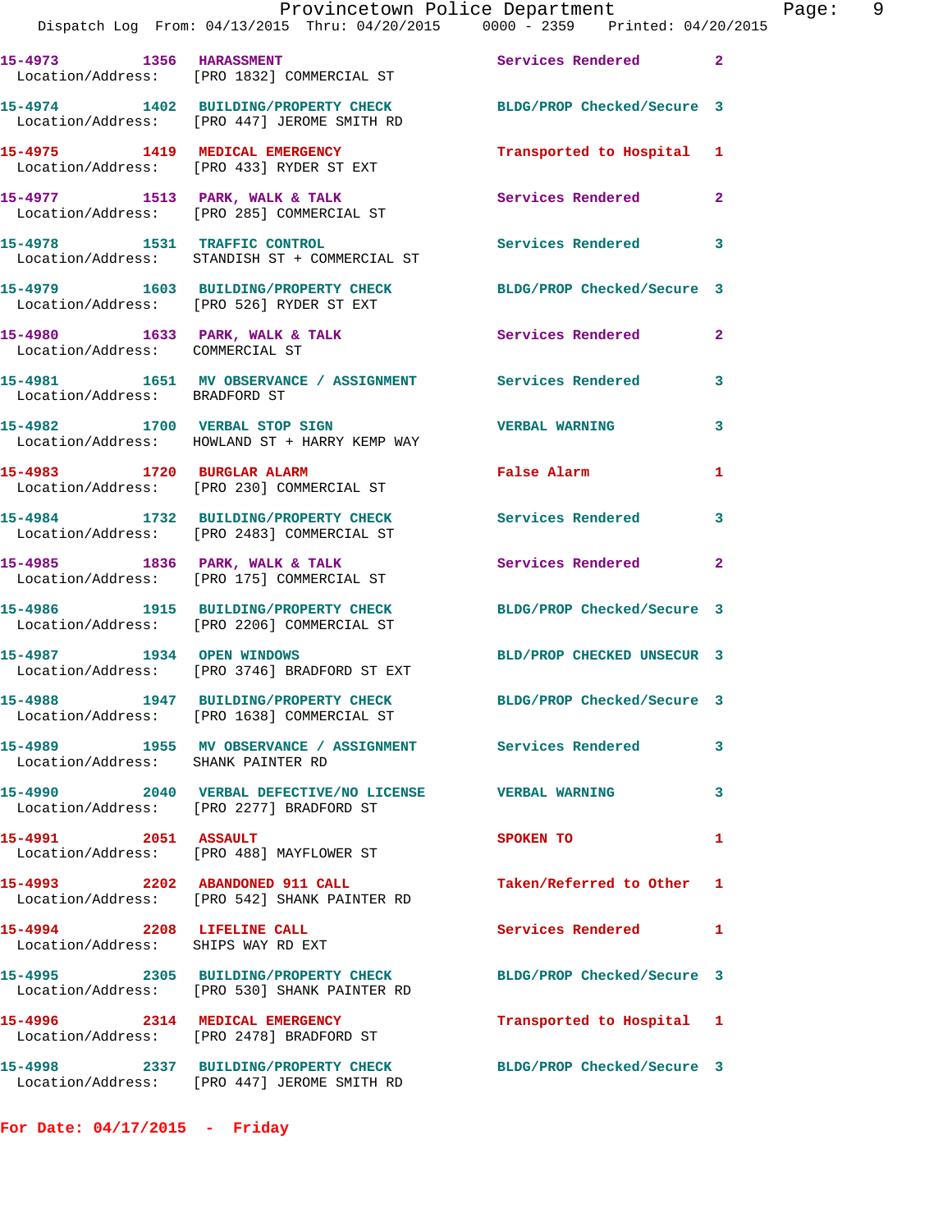15-4973 1356 HARASSMENT Services Rendered 2
Location/Address: [PRO 1832] COMMERCIAL ST

15-4974 1402 BUILDING/PROPERTY CHECK BLDG/PROP Checked/Secure 3
Location/Address: [PRO 447] JEROME SMITH RD

15-4975 1419 MEDICAL EMERGENCY Transported to Hospital 1
Location/Address: [PRO 433] RYDER ST EXT

15-4977 1513 PARK, WALK & TALK Services Rendered 2
Location/Address: [PRO 285] COMMERCIAL ST

15-4978 1531 TRAFFIC CONTROL Services Rendered 3
Location/Address: STANDISH ST + COMMERCIAL ST

15-4979 1603 BUILDING/PROPERTY CHECK BLDG/PROP Checked/Secure 3
Location/Address: [PRO 526] RYDER ST EXT

15-4980 1633 PARK, WALK & TALK Services Rendered 2
Location/Address: COMMERCIAL ST

15-4981 1651 MV OBSERVANCE / ASSIGNMENT Services Rendered 3
Location/Address: BRADFORD ST

15-4982 1700 VERBAL STOP SIGN VERBAL WARNING 3
Location/Address: HOWLAND ST + HARRY KEMP WAY

15-4983 1720 BURGLAR ALARM False Alarm 1
Location/Address: [PRO 230] COMMERCIAL ST

15-4984 1732 BUILDING/PROPERTY CHECK Services Rendered 3
Location/Address: [PRO 2483] COMMERCIAL ST

15-4985 1836 PARK, WALK & TALK Services Rendered 2
Location/Address: [PRO 175] COMMERCIAL ST

15-4986 1915 BUILDING/PROPERTY CHECK BLDG/PROP Checked/Secure 3
Location/Address: [PRO 2206] COMMERCIAL ST

15-4987 1934 OPEN WINDOWS BLD/PROP CHECKED UNSECUR 3
Location/Address: [PRO 3746] BRADFORD ST EXT

15-4988 1947 BUILDING/PROPERTY CHECK BLDG/PROP Checked/Secure 3
Location/Address: [PRO 1638] COMMERCIAL ST

15-4989 1955 MV OBSERVANCE / ASSIGNMENT Services Rendered 3
Location/Address: SHANK PAINTER RD

15-4990 2040 VERBAL DEFECTIVE/NO LICENSE VERBAL WARNING 3
Location/Address: [PRO 2277] BRADFORD ST

15-4991 2051 ASSAULT SPOKEN TO 1
Location/Address: [PRO 488] MAYFLOWER ST

15-4993 2202 ABANDONED 911 CALL Taken/Referred to Other 1
Location/Address: [PRO 542] SHANK PAINTER RD

15-4994 2208 LIFELINE CALL Services Rendered 1
Location/Address: SHIPS WAY RD EXT

15-4995 2305 BUILDING/PROPERTY CHECK BLDG/PROP Checked/Secure 3
Location/Address: [PRO 530] SHANK PAINTER RD

15-4996 2314 MEDICAL EMERGENCY Transported to Hospital 1
Location/Address: [PRO 2478] BRADFORD ST

15-4998 2337 BUILDING/PROPERTY CHECK BLDG/PROP Checked/Secure 3
Location/Address: [PRO 447] JEROME SMITH RD

**For Date: 04/17/2015 - Friday**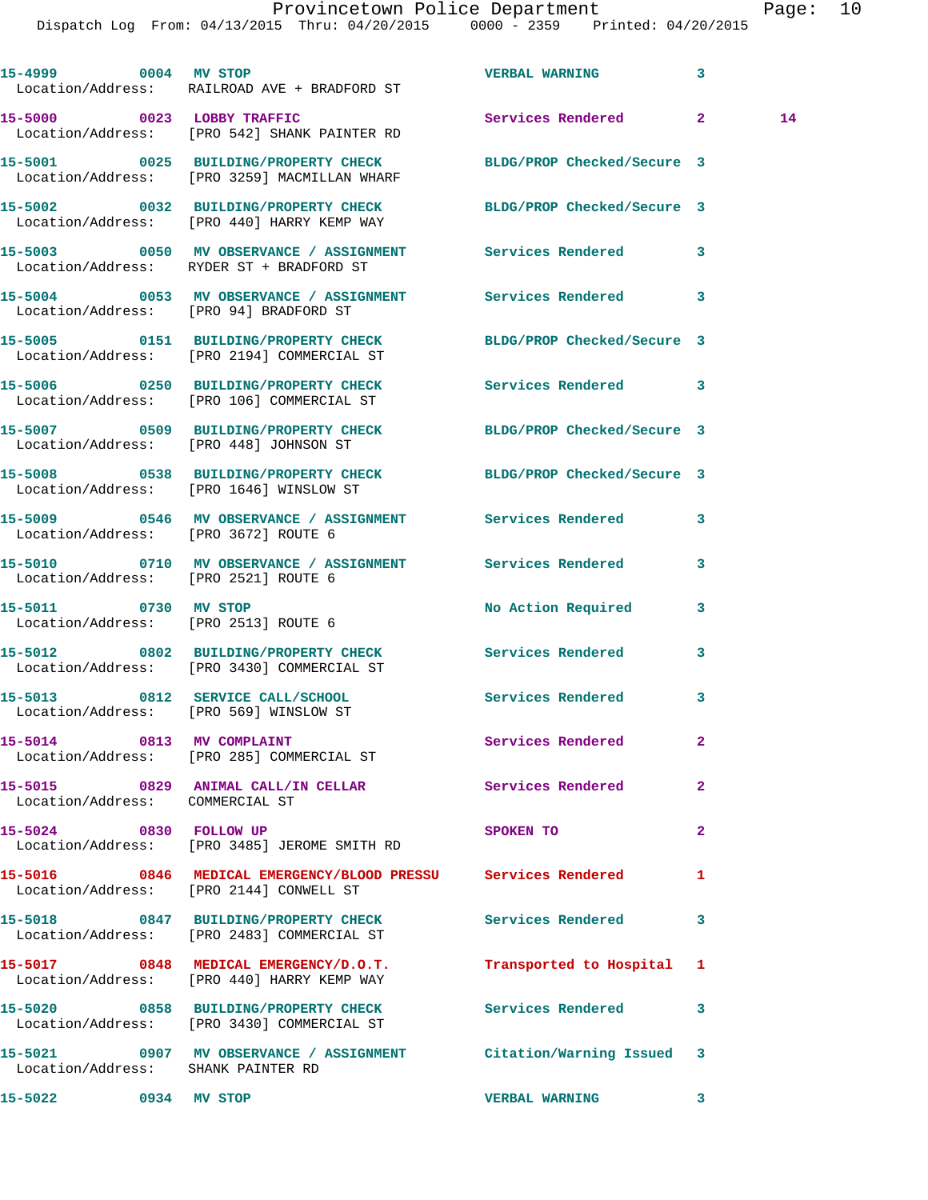15-4999 0004 MV STOP VERBAL WARNING 3
Location/Address: RAILROAD AVE + BRADFORD ST

15-5000 0023 LOBBY TRAFFIC Services Rendered 2 14
Location/Address: [PRO 542] SHANK PAINTER RD

15-5001 0025 BUILDING/PROPERTY CHECK BLDG/PROP Checked/Secure 3
Location/Address: [PRO 3259] MACMILLAN WHARF

15-5002 0032 BUILDING/PROPERTY CHECK BLDG/PROP Checked/Secure 3
Location/Address: [PRO 440] HARRY KEMP WAY

15-5003 0050 MV OBSERVANCE / ASSIGNMENT Services Rendered 3
Location/Address: RYDER ST + BRADFORD ST

15-5004 0053 MV OBSERVANCE / ASSIGNMENT Services Rendered 3
Location/Address: [PRO 94] BRADFORD ST

15-5005 0151 BUILDING/PROPERTY CHECK BLDG/PROP Checked/Secure 3
Location/Address: [PRO 2194] COMMERCIAL ST

15-5006 0250 BUILDING/PROPERTY CHECK Services Rendered 3
Location/Address: [PRO 106] COMMERCIAL ST

15-5007 0509 BUILDING/PROPERTY CHECK BLDG/PROP Checked/Secure 3
Location/Address: [PRO 448] JOHNSON ST

15-5008 0538 BUILDING/PROPERTY CHECK BLDG/PROP Checked/Secure 3
Location/Address: [PRO 1646] WINSLOW ST

15-5009 0546 MV OBSERVANCE / ASSIGNMENT Services Rendered 3
Location/Address: [PRO 3672] ROUTE 6

15-5010 0710 MV OBSERVANCE / ASSIGNMENT Services Rendered 3
Location/Address: [PRO 2521] ROUTE 6

15-5011 0730 MV STOP No Action Required 3
Location/Address: [PRO 2513] ROUTE 6

15-5012 0802 BUILDING/PROPERTY CHECK Services Rendered 3
Location/Address: [PRO 3430] COMMERCIAL ST

15-5013 0812 SERVICE CALL/SCHOOL Services Rendered 3
Location/Address: [PRO 569] WINSLOW ST

15-5014 0813 MV COMPLAINT Services Rendered 2
Location/Address: [PRO 285] COMMERCIAL ST

15-5015 0829 ANIMAL CALL/IN CELLAR Services Rendered 2
Location/Address: COMMERCIAL ST

15-5024 0830 FOLLOW UP SPOKEN TO 2
Location/Address: [PRO 3485] JEROME SMITH RD

15-5016 0846 MEDICAL EMERGENCY/BLOOD PRESSU Services Rendered 1
Location/Address: [PRO 2144] CONWELL ST

15-5018 0847 BUILDING/PROPERTY CHECK Services Rendered 3
Location/Address: [PRO 2483] COMMERCIAL ST

15-5017 0848 MEDICAL EMERGENCY/D.O.T. Transported to Hospital 1
Location/Address: [PRO 440] HARRY KEMP WAY

15-5020 0858 BUILDING/PROPERTY CHECK Services Rendered 3
Location/Address: [PRO 3430] COMMERCIAL ST

15-5021 0907 MV OBSERVANCE / ASSIGNMENT Citation/Warning Issued 3
Location/Address: SHANK PAINTER RD

15-5022 0934 MV STOP VERBAL WARNING 3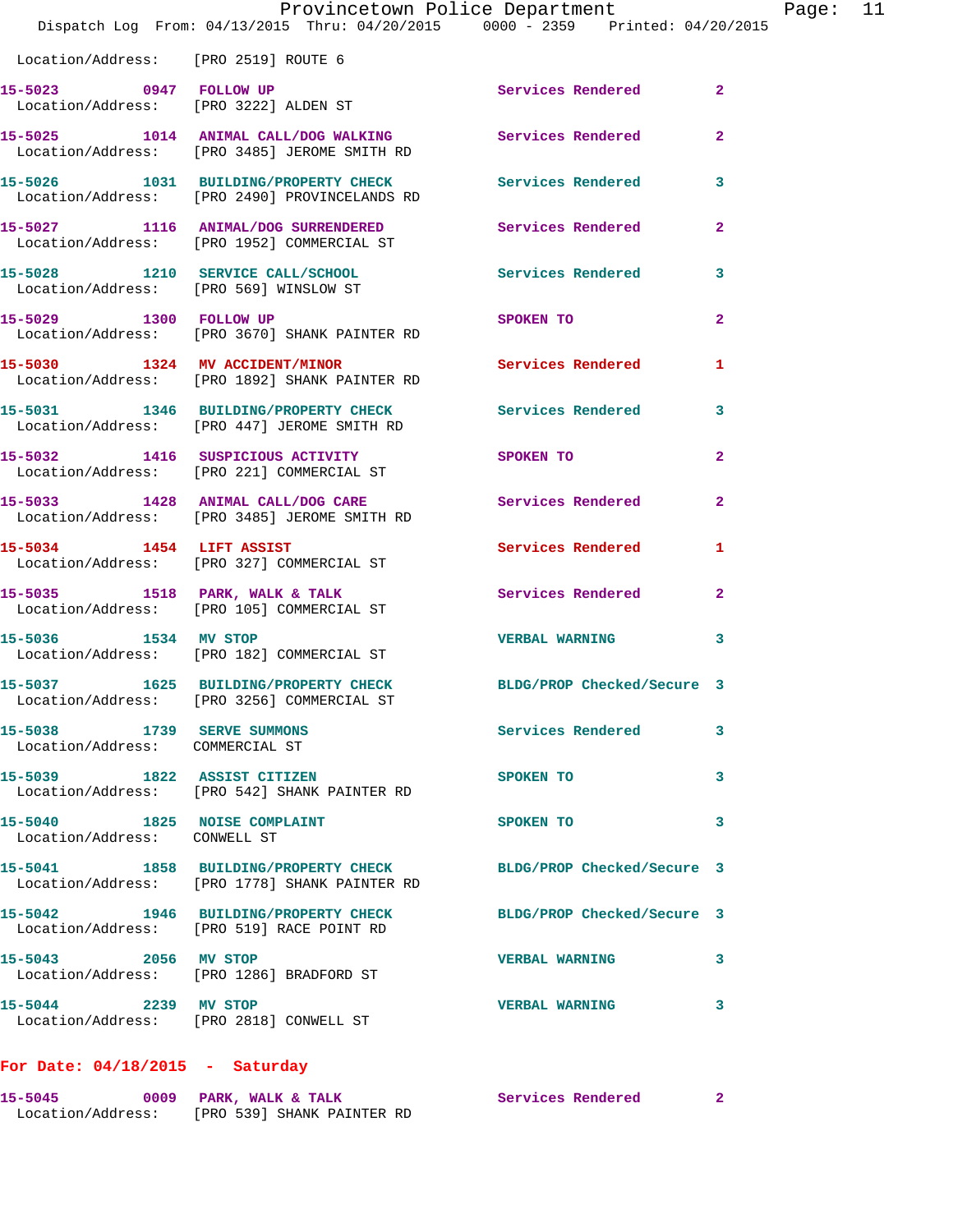Location/Address: [PRO 2519] ROUTE 6

15-5023 0947 FOLLOW UP Services Rendered 2
Location/Address: [PRO 3222] ALDEN ST

15-5025 1014 ANIMAL CALL/DOG WALKING Services Rendered 2
Location/Address: [PRO 3485] JEROME SMITH RD

15-5026 1031 BUILDING/PROPERTY CHECK Services Rendered 3
Location/Address: [PRO 2490] PROVINCELANDS RD

15-5027 1116 ANIMAL/DOG SURRENDERED Services Rendered 2
Location/Address: [PRO 1952] COMMERCIAL ST

15-5028 1210 SERVICE CALL/SCHOOL Services Rendered 3
Location/Address: [PRO 569] WINSLOW ST

15-5029 1300 FOLLOW UP SPOKEN TO 2
Location/Address: [PRO 3670] SHANK PAINTER RD

15-5030 1324 MV ACCIDENT/MINOR Services Rendered 1
Location/Address: [PRO 1892] SHANK PAINTER RD

15-5031 1346 BUILDING/PROPERTY CHECK Services Rendered 3
Location/Address: [PRO 447] JEROME SMITH RD

15-5032 1416 SUSPICIOUS ACTIVITY SPOKEN TO 2
Location/Address: [PRO 221] COMMERCIAL ST

15-5033 1428 ANIMAL CALL/DOG CARE Services Rendered 2
Location/Address: [PRO 3485] JEROME SMITH RD

15-5034 1454 LIFT ASSIST Services Rendered 1
Location/Address: [PRO 327] COMMERCIAL ST

15-5035 1518 PARK, WALK & TALK Services Rendered 2
Location/Address: [PRO 105] COMMERCIAL ST

15-5036 1534 MV STOP VERBAL WARNING 3
Location/Address: [PRO 182] COMMERCIAL ST

15-5037 1625 BUILDING/PROPERTY CHECK BLDG/PROP Checked/Secure 3
Location/Address: [PRO 3256] COMMERCIAL ST

15-5038 1739 SERVE SUMMONS Services Rendered 3
Location/Address: COMMERCIAL ST

15-5039 1822 ASSIST CITIZEN SPOKEN TO 3
Location/Address: [PRO 542] SHANK PAINTER RD

15-5040 1825 NOISE COMPLAINT SPOKEN TO 3
Location/Address: CONWELL ST

15-5041 1858 BUILDING/PROPERTY CHECK BLDG/PROP Checked/Secure 3
Location/Address: [PRO 1778] SHANK PAINTER RD

15-5042 1946 BUILDING/PROPERTY CHECK BLDG/PROP Checked/Secure 3
Location/Address: [PRO 519] RACE POINT RD

15-5043 2056 MV STOP VERBAL WARNING 3
Location/Address: [PRO 1286] BRADFORD ST

15-5044 2239 MV STOP VERBAL WARNING 3
Location/Address: [PRO 2818] CONWELL ST

**For Date: 04/18/2015 - Saturday**

15-5045 0009 PARK, WALK & TALK Services Rendered 2
Location/Address: [PRO 539] SHANK PAINTER RD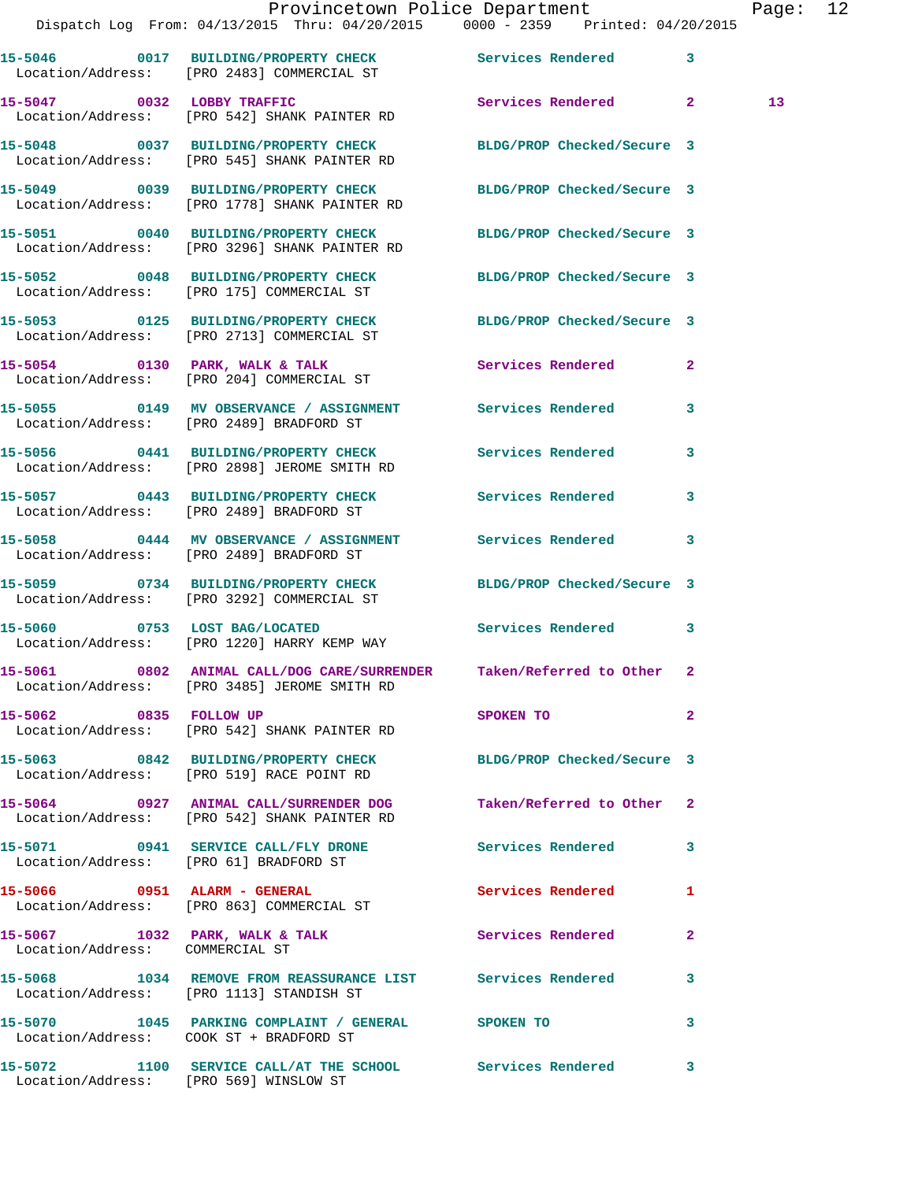15-5046 0017 BUILDING/PROPERTY CHECK Services Rendered 3
Location/Address: [PRO 2483] COMMERCIAL ST

15-5047 0032 LOBBY TRAFFIC Services Rendered 2 13
Location/Address: [PRO 542] SHANK PAINTER RD

15-5048 0037 BUILDING/PROPERTY CHECK BLDG/PROP Checked/Secure 3
Location/Address: [PRO 545] SHANK PAINTER RD

15-5049 0039 BUILDING/PROPERTY CHECK BLDG/PROP Checked/Secure 3
Location/Address: [PRO 1778] SHANK PAINTER RD

15-5051 0040 BUILDING/PROPERTY CHECK BLDG/PROP Checked/Secure 3
Location/Address: [PRO 3296] SHANK PAINTER RD

15-5052 0048 BUILDING/PROPERTY CHECK BLDG/PROP Checked/Secure 3
Location/Address: [PRO 175] COMMERCIAL ST

15-5053 0125 BUILDING/PROPERTY CHECK BLDG/PROP Checked/Secure 3
Location/Address: [PRO 2713] COMMERCIAL ST

15-5054 0130 PARK, WALK & TALK Services Rendered 2
Location/Address: [PRO 204] COMMERCIAL ST

15-5055 0149 MV OBSERVANCE / ASSIGNMENT Services Rendered 3
Location/Address: [PRO 2489] BRADFORD ST

15-5056 0441 BUILDING/PROPERTY CHECK Services Rendered 3
Location/Address: [PRO 2898] JEROME SMITH RD

15-5057 0443 BUILDING/PROPERTY CHECK Services Rendered 3
Location/Address: [PRO 2489] BRADFORD ST

15-5058 0444 MV OBSERVANCE / ASSIGNMENT Services Rendered 3
Location/Address: [PRO 2489] BRADFORD ST

15-5059 0734 BUILDING/PROPERTY CHECK BLDG/PROP Checked/Secure 3
Location/Address: [PRO 3292] COMMERCIAL ST

15-5060 0753 LOST BAG/LOCATED Services Rendered 3
Location/Address: [PRO 1220] HARRY KEMP WAY

15-5061 0802 ANIMAL CALL/DOG CARE/SURRENDER Taken/Referred to Other 2
Location/Address: [PRO 3485] JEROME SMITH RD

15-5062 0835 FOLLOW UP SPOKEN TO 2
Location/Address: [PRO 542] SHANK PAINTER RD

15-5063 0842 BUILDING/PROPERTY CHECK BLDG/PROP Checked/Secure 3
Location/Address: [PRO 519] RACE POINT RD

15-5064 0927 ANIMAL CALL/SURRENDER DOG Taken/Referred to Other 2
Location/Address: [PRO 542] SHANK PAINTER RD

15-5071 0941 SERVICE CALL/FLY DRONE Services Rendered 3
Location/Address: [PRO 61] BRADFORD ST

15-5066 0951 ALARM - GENERAL Services Rendered 1
Location/Address: [PRO 863] COMMERCIAL ST

15-5067 1032 PARK, WALK & TALK Services Rendered 2
Location/Address: COMMERCIAL ST

15-5068 1034 REMOVE FROM REASSURANCE LIST Services Rendered 3
Location/Address: [PRO 1113] STANDISH ST

15-5070 1045 PARKING COMPLAINT / GENERAL SPOKEN TO 3
Location/Address: COOK ST + BRADFORD ST

15-5072 1100 SERVICE CALL/AT THE SCHOOL Services Rendered 3
Location/Address: [PRO 569] WINSLOW ST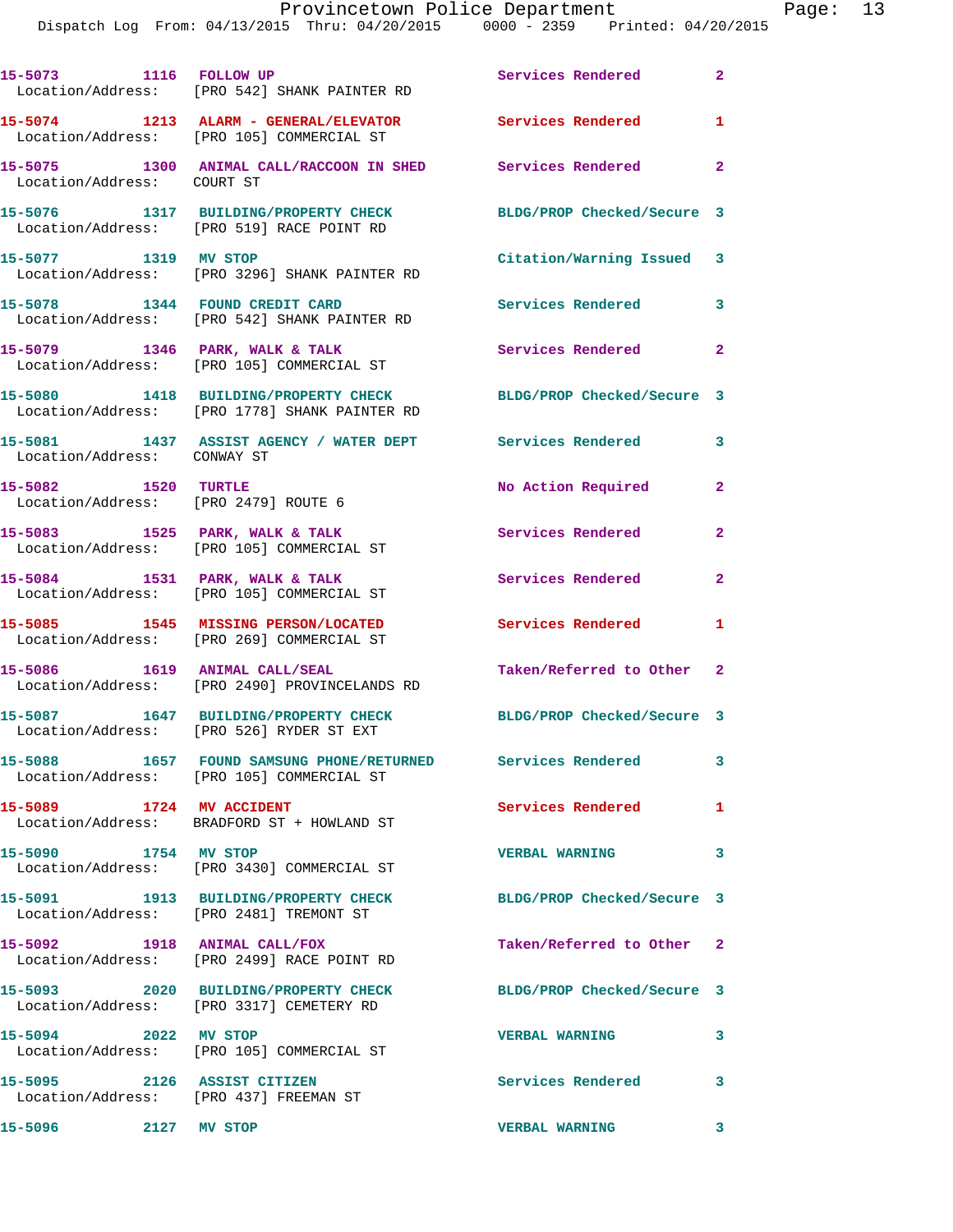| Call Number | Time | Call Reason | Action | Priority |
|---|---|---|---|---|
| 15-5073 | 1116 | FOLLOW UP | Services Rendered | 2 |
| Location/Address: | | [PRO 542] SHANK PAINTER RD | | |
| 15-5074 | 1213 | ALARM - GENERAL/ELEVATOR | Services Rendered | 1 |
| Location/Address: | | [PRO 105] COMMERCIAL ST | | |
| 15-5075 | 1300 | ANIMAL CALL/RACCOON IN SHED | Services Rendered | 2 |
| Location/Address: | | COURT ST | | |
| 15-5076 | 1317 | BUILDING/PROPERTY CHECK | BLDG/PROP Checked/Secure | 3 |
| Location/Address: | | [PRO 519] RACE POINT RD | | |
| 15-5077 | 1319 | MV STOP | Citation/Warning Issued | 3 |
| Location/Address: | | [PRO 3296] SHANK PAINTER RD | | |
| 15-5078 | 1344 | FOUND CREDIT CARD | Services Rendered | 3 |
| Location/Address: | | [PRO 542] SHANK PAINTER RD | | |
| 15-5079 | 1346 | PARK, WALK & TALK | Services Rendered | 2 |
| Location/Address: | | [PRO 105] COMMERCIAL ST | | |
| 15-5080 | 1418 | BUILDING/PROPERTY CHECK | BLDG/PROP Checked/Secure | 3 |
| Location/Address: | | [PRO 1778] SHANK PAINTER RD | | |
| 15-5081 | 1437 | ASSIST AGENCY / WATER DEPT | Services Rendered | 3 |
| Location/Address: | | CONWAY ST | | |
| 15-5082 | 1520 | TURTLE | No Action Required | 2 |
| Location/Address: | | [PRO 2479] ROUTE 6 | | |
| 15-5083 | 1525 | PARK, WALK & TALK | Services Rendered | 2 |
| Location/Address: | | [PRO 105] COMMERCIAL ST | | |
| 15-5084 | 1531 | PARK, WALK & TALK | Services Rendered | 2 |
| Location/Address: | | [PRO 105] COMMERCIAL ST | | |
| 15-5085 | 1545 | MISSING PERSON/LOCATED | Services Rendered | 1 |
| Location/Address: | | [PRO 269] COMMERCIAL ST | | |
| 15-5086 | 1619 | ANIMAL CALL/SEAL | Taken/Referred to Other | 2 |
| Location/Address: | | [PRO 2490] PROVINCELANDS RD | | |
| 15-5087 | 1647 | BUILDING/PROPERTY CHECK | BLDG/PROP Checked/Secure | 3 |
| Location/Address: | | [PRO 526] RYDER ST EXT | | |
| 15-5088 | 1657 | FOUND SAMSUNG PHONE/RETURNED | Services Rendered | 3 |
| Location/Address: | | [PRO 105] COMMERCIAL ST | | |
| 15-5089 | 1724 | MV ACCIDENT | Services Rendered | 1 |
| Location/Address: | | BRADFORD ST + HOWLAND ST | | |
| 15-5090 | 1754 | MV STOP | VERBAL WARNING | 3 |
| Location/Address: | | [PRO 3430] COMMERCIAL ST | | |
| 15-5091 | 1913 | BUILDING/PROPERTY CHECK | BLDG/PROP Checked/Secure | 3 |
| Location/Address: | | [PRO 2481] TREMONT ST | | |
| 15-5092 | 1918 | ANIMAL CALL/FOX | Taken/Referred to Other | 2 |
| Location/Address: | | [PRO 2499] RACE POINT RD | | |
| 15-5093 | 2020 | BUILDING/PROPERTY CHECK | BLDG/PROP Checked/Secure | 3 |
| Location/Address: | | [PRO 3317] CEMETERY RD | | |
| 15-5094 | 2022 | MV STOP | VERBAL WARNING | 3 |
| Location/Address: | | [PRO 105] COMMERCIAL ST | | |
| 15-5095 | 2126 | ASSIST CITIZEN | Services Rendered | 3 |
| Location/Address: | | [PRO 437] FREEMAN ST | | |
| 15-5096 | 2127 | MV STOP | VERBAL WARNING | 3 |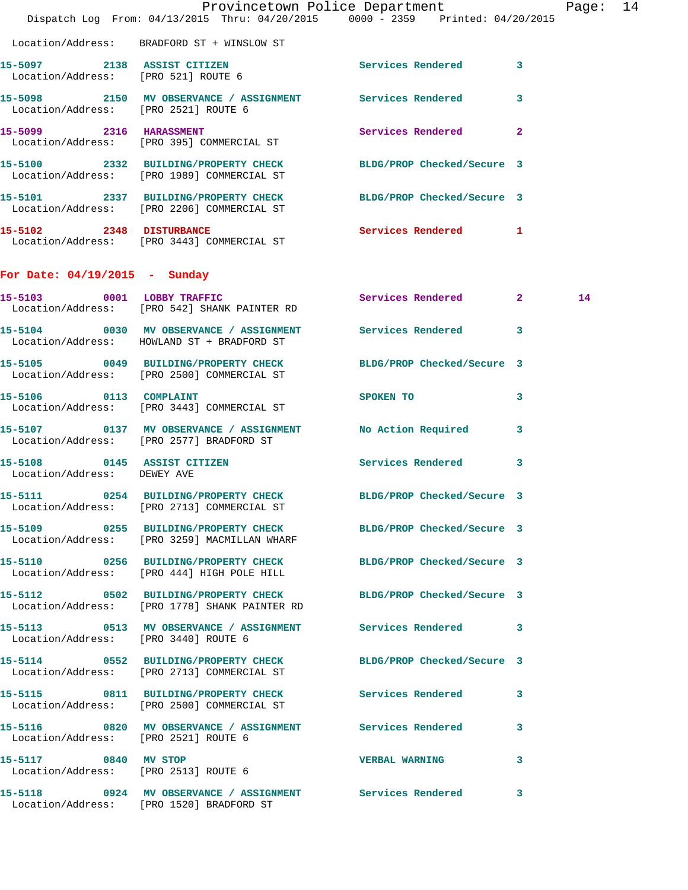Location/Address: BRADFORD ST + WINSLOW ST

**15-5097** 2138 ASSIST CITIZEN Services Rendered 3
Location/Address: [PRO 521] ROUTE 6

**15-5098** 2150 MV OBSERVANCE / ASSIGNMENT Services Rendered 3
Location/Address: [PRO 2521] ROUTE 6

**15-5099** 2316 HARASSMENT Services Rendered 2
Location/Address: [PRO 395] COMMERCIAL ST

**15-5100** 2332 BUILDING/PROPERTY CHECK BLDG/PROP Checked/Secure 3
Location/Address: [PRO 1989] COMMERCIAL ST

**15-5101** 2337 BUILDING/PROPERTY CHECK BLDG/PROP Checked/Secure 3
Location/Address: [PRO 2206] COMMERCIAL ST

**15-5102** 2348 DISTURBANCE Services Rendered 1
Location/Address: [PRO 3443] COMMERCIAL ST

## For Date: 04/19/2015 - Sunday

**15-5103** 0001 LOBBY TRAFFIC Services Rendered 2 14
Location/Address: [PRO 542] SHANK PAINTER RD

**15-5104** 0030 MV OBSERVANCE / ASSIGNMENT Services Rendered 3
Location/Address: HOWLAND ST + BRADFORD ST

**15-5105** 0049 BUILDING/PROPERTY CHECK BLDG/PROP Checked/Secure 3
Location/Address: [PRO 2500] COMMERCIAL ST

**15-5106** 0113 COMPLAINT SPOKEN TO 3
Location/Address: [PRO 3443] COMMERCIAL ST

**15-5107** 0137 MV OBSERVANCE / ASSIGNMENT No Action Required 3
Location/Address: [PRO 2577] BRADFORD ST

**15-5108** 0145 ASSIST CITIZEN Services Rendered 3
Location/Address: DEWEY AVE

**15-5111** 0254 BUILDING/PROPERTY CHECK BLDG/PROP Checked/Secure 3
Location/Address: [PRO 2713] COMMERCIAL ST

**15-5109** 0255 BUILDING/PROPERTY CHECK BLDG/PROP Checked/Secure 3
Location/Address: [PRO 3259] MACMILLAN WHARF

**15-5110** 0256 BUILDING/PROPERTY CHECK BLDG/PROP Checked/Secure 3
Location/Address: [PRO 444] HIGH POLE HILL

**15-5112** 0502 BUILDING/PROPERTY CHECK BLDG/PROP Checked/Secure 3
Location/Address: [PRO 1778] SHANK PAINTER RD

**15-5113** 0513 MV OBSERVANCE / ASSIGNMENT Services Rendered 3
Location/Address: [PRO 3440] ROUTE 6

**15-5114** 0552 BUILDING/PROPERTY CHECK BLDG/PROP Checked/Secure 3
Location/Address: [PRO 2713] COMMERCIAL ST

**15-5115** 0811 BUILDING/PROPERTY CHECK Services Rendered 3
Location/Address: [PRO 2500] COMMERCIAL ST

**15-5116** 0820 MV OBSERVANCE / ASSIGNMENT Services Rendered 3
Location/Address: [PRO 2521] ROUTE 6

**15-5117** 0840 MV STOP VERBAL WARNING 3
Location/Address: [PRO 2513] ROUTE 6

**15-5118** 0924 MV OBSERVANCE / ASSIGNMENT Services Rendered 3
Location/Address: [PRO 1520] BRADFORD ST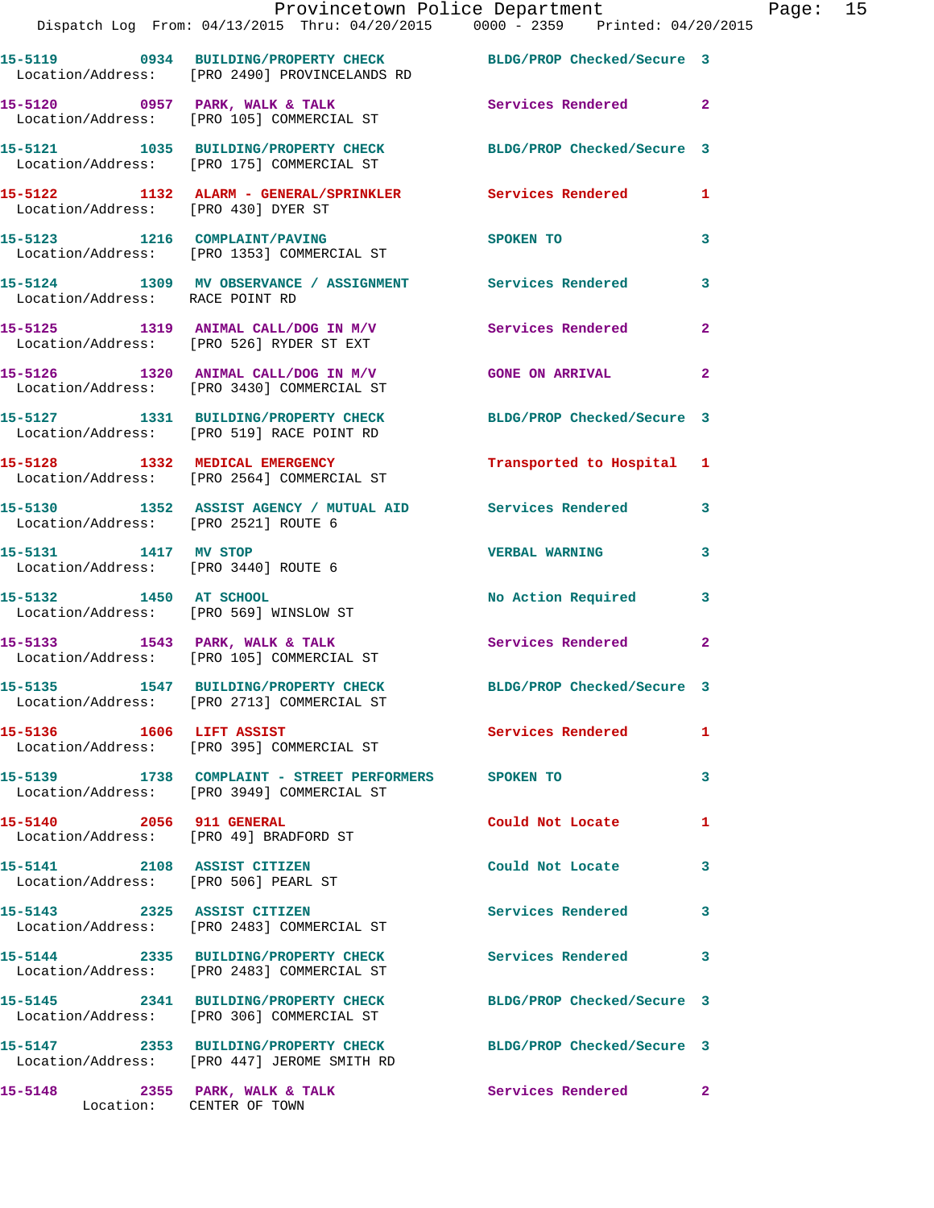15-5119 0934 BUILDING/PROPERTY CHECK BLDG/PROP Checked/Secure 3
Location/Address: [PRO 2490] PROVINCELANDS RD

15-5120 0957 PARK, WALK & TALK Services Rendered 2
Location/Address: [PRO 105] COMMERCIAL ST

15-5121 1035 BUILDING/PROPERTY CHECK BLDG/PROP Checked/Secure 3
Location/Address: [PRO 175] COMMERCIAL ST

15-5122 1132 ALARM - GENERAL/SPRINKLER Services Rendered 1
Location/Address: [PRO 430] DYER ST

15-5123 1216 COMPLAINT/PAVING SPOKEN TO 3
Location/Address: [PRO 1353] COMMERCIAL ST

15-5124 1309 MV OBSERVANCE / ASSIGNMENT Services Rendered 3
Location/Address: RACE POINT RD

15-5125 1319 ANIMAL CALL/DOG IN M/V Services Rendered 2
Location/Address: [PRO 526] RYDER ST EXT

15-5126 1320 ANIMAL CALL/DOG IN M/V GONE ON ARRIVAL 2
Location/Address: [PRO 3430] COMMERCIAL ST

15-5127 1331 BUILDING/PROPERTY CHECK BLDG/PROP Checked/Secure 3
Location/Address: [PRO 519] RACE POINT RD

15-5128 1332 MEDICAL EMERGENCY Transported to Hospital 1
Location/Address: [PRO 2564] COMMERCIAL ST

15-5130 1352 ASSIST AGENCY / MUTUAL AID Services Rendered 3
Location/Address: [PRO 2521] ROUTE 6

15-5131 1417 MV STOP VERBAL WARNING 3
Location/Address: [PRO 3440] ROUTE 6

15-5132 1450 AT SCHOOL No Action Required 3
Location/Address: [PRO 569] WINSLOW ST

15-5133 1543 PARK, WALK & TALK Services Rendered 2
Location/Address: [PRO 105] COMMERCIAL ST

15-5135 1547 BUILDING/PROPERTY CHECK BLDG/PROP Checked/Secure 3
Location/Address: [PRO 2713] COMMERCIAL ST

15-5136 1606 LIFT ASSIST Services Rendered 1
Location/Address: [PRO 395] COMMERCIAL ST

15-5139 1738 COMPLAINT - STREET PERFORMERS SPOKEN TO 3
Location/Address: [PRO 3949] COMMERCIAL ST

15-5140 2056 911 GENERAL Could Not Locate 1
Location/Address: [PRO 49] BRADFORD ST

15-5141 2108 ASSIST CITIZEN Could Not Locate 3
Location/Address: [PRO 506] PEARL ST

15-5143 2325 ASSIST CITIZEN Services Rendered 3
Location/Address: [PRO 2483] COMMERCIAL ST

15-5144 2335 BUILDING/PROPERTY CHECK Services Rendered 3
Location/Address: [PRO 2483] COMMERCIAL ST

15-5145 2341 BUILDING/PROPERTY CHECK BLDG/PROP Checked/Secure 3
Location/Address: [PRO 306] COMMERCIAL ST

15-5147 2353 BUILDING/PROPERTY CHECK BLDG/PROP Checked/Secure 3
Location/Address: [PRO 447] JEROME SMITH RD

15-5148 2355 PARK, WALK & TALK Services Rendered 2
Location: CENTER OF TOWN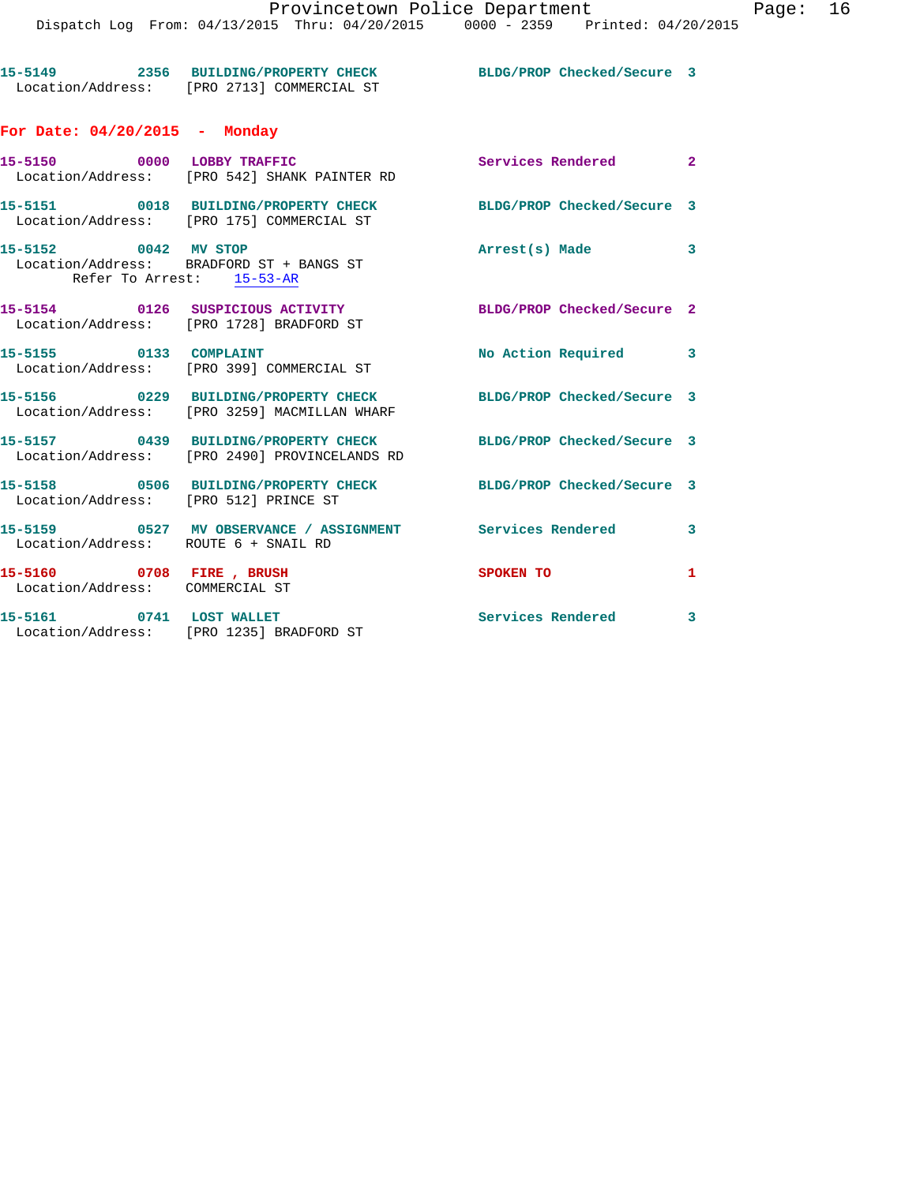15-5149 2356 BUILDING/PROPERTY CHECK BLDG/PROP Checked/Secure 3
Location/Address: [PRO 2713] COMMERCIAL ST

## For Date: 04/20/2015 - Monday

15-5150 0000 LOBBY TRAFFIC Services Rendered 2
Location/Address: [PRO 542] SHANK PAINTER RD

15-5151 0018 BUILDING/PROPERTY CHECK BLDG/PROP Checked/Secure 3
Location/Address: [PRO 175] COMMERCIAL ST

15-5152 0042 MV STOP Arrest(s) Made 3
Location/Address: BRADFORD ST + BANGS ST
Refer To Arrest: 15-53-AR

15-5154 0126 SUSPICIOUS ACTIVITY BLDG/PROP Checked/Secure 2
Location/Address: [PRO 1728] BRADFORD ST

15-5155 0133 COMPLAINT No Action Required 3
Location/Address: [PRO 399] COMMERCIAL ST

15-5156 0229 BUILDING/PROPERTY CHECK BLDG/PROP Checked/Secure 3
Location/Address: [PRO 3259] MACMILLAN WHARF

15-5157 0439 BUILDING/PROPERTY CHECK BLDG/PROP Checked/Secure 3
Location/Address: [PRO 2490] PROVINCELANDS RD

15-5158 0506 BUILDING/PROPERTY CHECK BLDG/PROP Checked/Secure 3
Location/Address: [PRO 512] PRINCE ST

15-5159 0527 MV OBSERVANCE / ASSIGNMENT Services Rendered 3
Location/Address: ROUTE 6 + SNAIL RD

15-5160 0708 FIRE , BRUSH SPOKEN TO 1
Location/Address: COMMERCIAL ST

15-5161 0741 LOST WALLET Services Rendered 3
Location/Address: [PRO 1235] BRADFORD ST